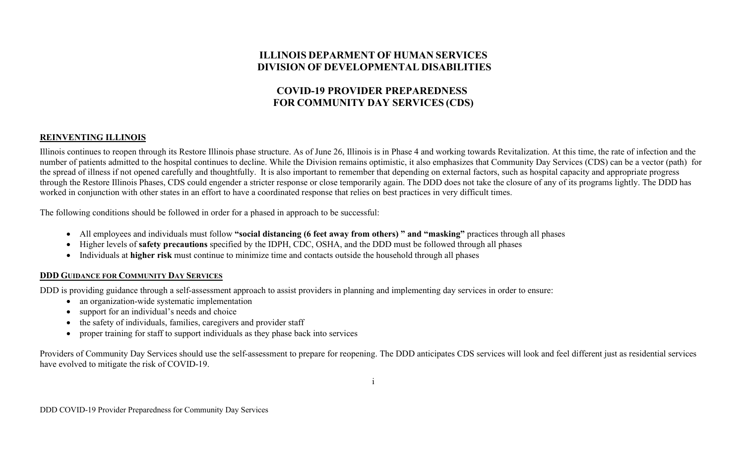# ILLINOIS DEPARTMENT OF HUMAN SERVICES
# DIVISION OF DEVELOPMENTAL DISABILITIES

## COVID-19 PROVIDER PREPAREDNESS FOR COMMUNITY DAY SERVICES (CDS)

### REINVENTING ILLINOIS

Illinois continues to reopen through its Restore Illinois phase structure. As of June 26, Illinois is in Phase 4 and working towards Revitalization. At this time, the rate of infection and the number of patients admitted to the hospital continues to decline. While the Division remains optimistic, it also emphasizes that Community Day Services (CDS) can be a vector (path) for the spread of illness if not opened carefully and thoughtfully. It is also important to remember that depending on external factors, such as hospital capacity and appropriate progress through the Restore Illinois Phases, CDS could engender a stricter response or close temporarily again. The DDD does not take the closure of any of its programs lightly. The DDD has worked in conjunction with other states in an effort to have a coordinated response that relies on best practices in very difficult times.

The following conditions should be followed in order for a phased in approach to be successful:

- All employees and individuals must follow **"social distancing (6 feet away from others) " and "masking"** practices through all phases
- Higher levels of **safety precautions** specified by the IDPH, CDC, OSHA, and the DDD must be followed through all phases
- Individuals at **higher risk** must continue to minimize time and contacts outside the household through all phases

### DDD GUIDANCE FOR COMMUNITY DAY SERVICES

DDD is providing guidance through a self-assessment approach to assist providers in planning and implementing day services in order to ensure:

- an organization-wide systematic implementation
- support for an individual's needs and choice
- the safety of individuals, families, caregivers and provider staff
- proper training for staff to support individuals as they phase back into services

Providers of Community Day Services should use the self-assessment to prepare for reopening. The DDD anticipates CDS services will look and feel different just as residential services have evolved to mitigate the risk of COVID-19.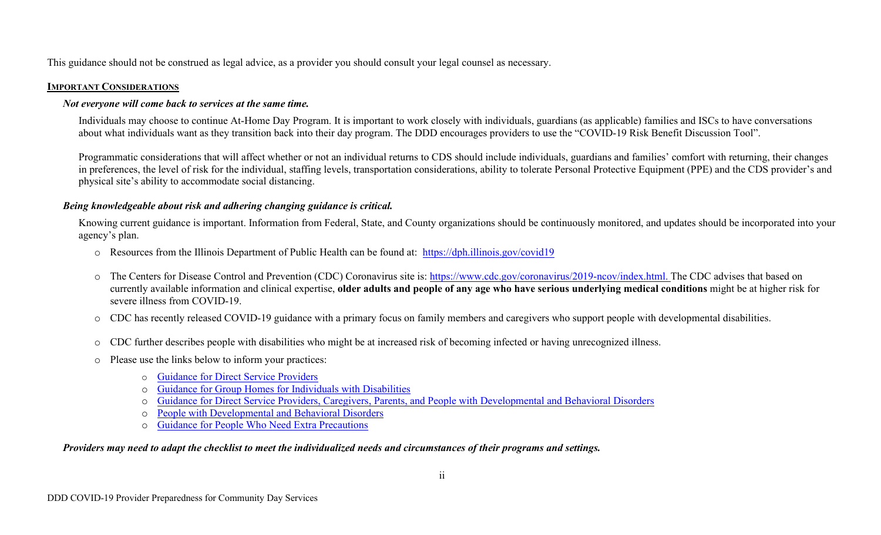This guidance should not be construed as legal advice, as a provider you should consult your legal counsel as necessary.

## IMPORTANT CONSIDERATIONS

***Not everyone will come back to services at the same time.***

Individuals may choose to continue At-Home Day Program. It is important to work closely with individuals, guardians (as applicable) families and ISCs to have conversations about what individuals want as they transition back into their day program. The DDD encourages providers to use the "COVID-19 Risk Benefit Discussion Tool".

Programmatic considerations that will affect whether or not an individual returns to CDS should include individuals, guardians and families' comfort with returning, their changes in preferences, the level of risk for the individual, staffing levels, transportation considerations, ability to tolerate Personal Protective Equipment (PPE) and the CDS provider's and physical site's ability to accommodate social distancing.

***Being knowledgeable about risk and adhering changing guidance is critical.***

Knowing current guidance is important. Information from Federal, State, and County organizations should be continuously monitored, and updates should be incorporated into your agency's plan.

- Resources from the Illinois Department of Public Health can be found at: https://dph.illinois.gov/covid19
- The Centers for Disease Control and Prevention (CDC) Coronavirus site is: https://www.cdc.gov/coronavirus/2019-ncov/index.html. The CDC advises that based on currently available information and clinical expertise, **older adults and people of any age who have serious underlying medical conditions** might be at higher risk for severe illness from COVID-19.
- CDC has recently released COVID-19 guidance with a primary focus on family members and caregivers who support people with developmental disabilities.
- CDC further describes people with disabilities who might be at increased risk of becoming infected or having unrecognized illness.
- Please use the links below to inform your practices:
  - Guidance for Direct Service Providers
  - Guidance for Group Homes for Individuals with Disabilities
  - Guidance for Direct Service Providers, Caregivers, Parents, and People with Developmental and Behavioral Disorders
  - People with Developmental and Behavioral Disorders
  - Guidance for People Who Need Extra Precautions

***Providers may need to adapt the checklist to meet the individualized needs and circumstances of their programs and settings.***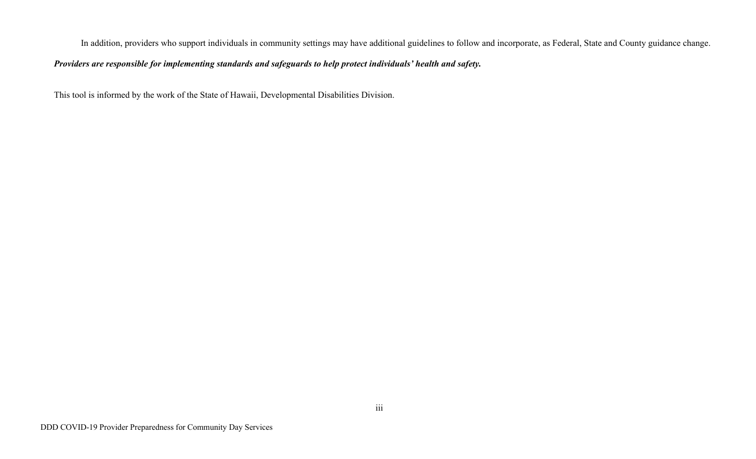In addition, providers who support individuals in community settings may have additional guidelines to follow and incorporate, as Federal, State and County guidance change.

***Providers are responsible for implementing standards and safeguards to help protect individuals' health and safety.***

This tool is informed by the work of the State of Hawaii, Developmental Disabilities Division.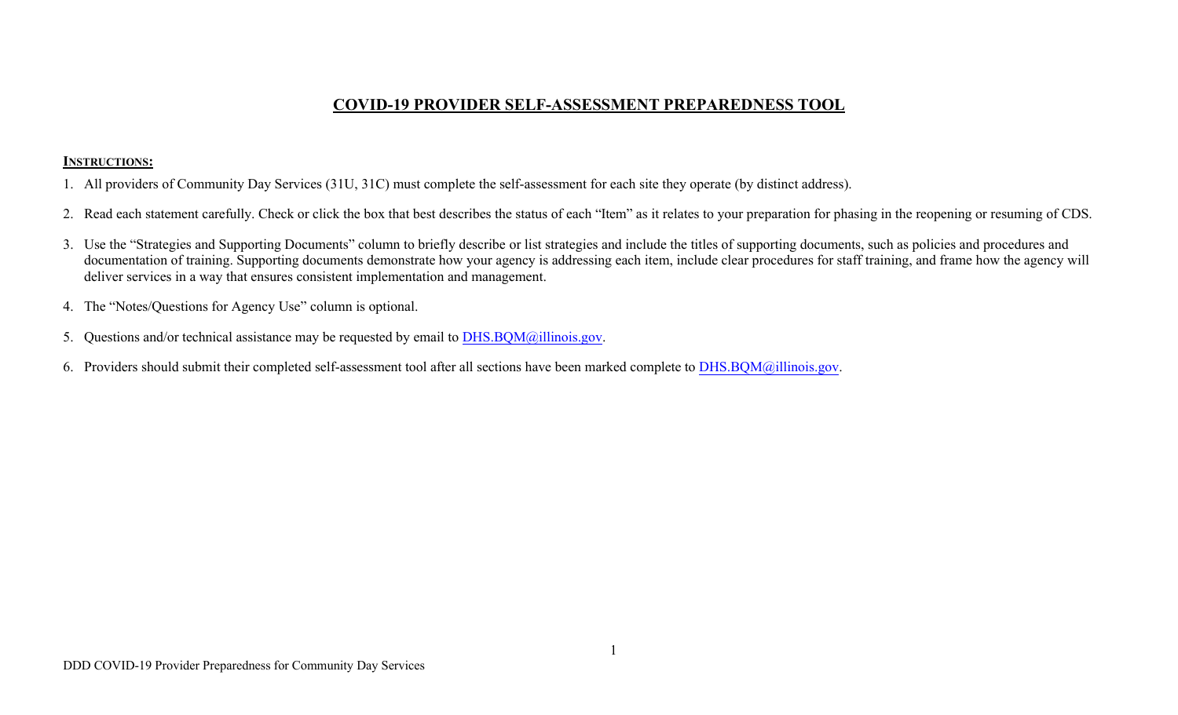# COVID-19 PROVIDER SELF-ASSESSMENT PREPAREDNESS TOOL

**INSTRUCTIONS:**

1. All providers of Community Day Services (31U, 31C) must complete the self-assessment for each site they operate (by distinct address).
2. Read each statement carefully. Check or click the box that best describes the status of each "Item" as it relates to your preparation for phasing in the reopening or resuming of CDS.
3. Use the "Strategies and Supporting Documents" column to briefly describe or list strategies and include the titles of supporting documents, such as policies and procedures and documentation of training. Supporting documents demonstrate how your agency is addressing each item, include clear procedures for staff training, and frame how the agency will deliver services in a way that ensures consistent implementation and management.
4. The "Notes/Questions for Agency Use" column is optional.
5. Questions and/or technical assistance may be requested by email to DHS.BQM@illinois.gov.
6. Providers should submit their completed self-assessment tool after all sections have been marked complete to DHS.BQM@illinois.gov.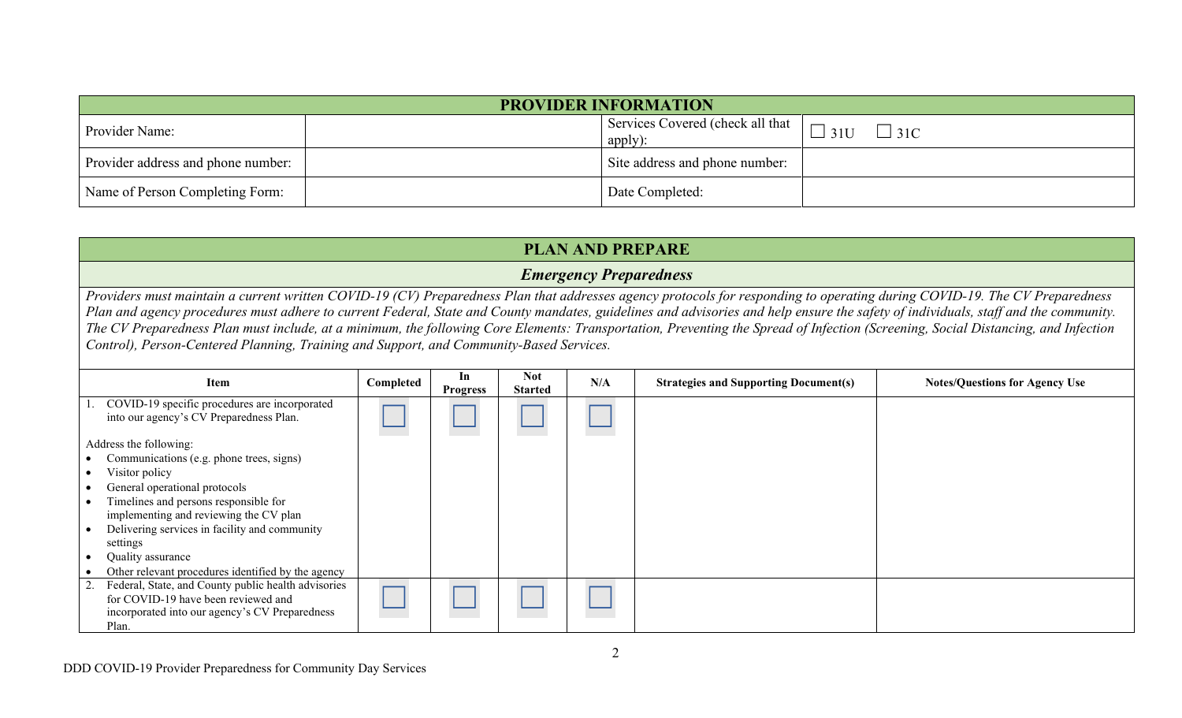| PROVIDER INFORMATION | | | |
|---|---|---|---|
| Provider Name: | | Services Covered (check all that apply): | ☐ 31U ☐ 31C |
| Provider address and phone number: | | Site address and phone number: | |
| Name of Person Completing Form: | | Date Completed: | |

## PLAN AND PREPARE

### *Emergency Preparedness*

*Providers must maintain a current written COVID-19 (CV) Preparedness Plan that addresses agency protocols for responding to operating during COVID-19. The CV Preparedness Plan and agency procedures must adhere to current Federal, State and County mandates, guidelines and advisories and help ensure the safety of individuals, staff and the community. The CV Preparedness Plan must include, at a minimum, the following Core Elements: Transportation, Preventing the Spread of Infection (Screening, Social Distancing, and Infection Control), Person-Centered Planning, Training and Support, and Community-Based Services.*

| Item | Completed | In Progress | Not Started | N/A | Strategies and Supporting Document(s) | Notes/Questions for Agency Use |
|---|---|---|---|---|---|---|
| 1. COVID-19 specific procedures are incorporated into our agency's CV Preparedness Plan.<br><br>Address the following:<br>• Communications (e.g. phone trees, signs)<br>• Visitor policy<br>• General operational protocols<br>• Timelines and persons responsible for implementing and reviewing the CV plan<br>• Delivering services in facility and community settings<br>• Quality assurance<br>• Other relevant procedures identified by the agency | ☐ | ☐ | ☐ | ☐ | | |
| 2. Federal, State, and County public health advisories for COVID-19 have been reviewed and incorporated into our agency's CV Preparedness Plan. | ☐ | ☐ | ☐ | ☐ | | |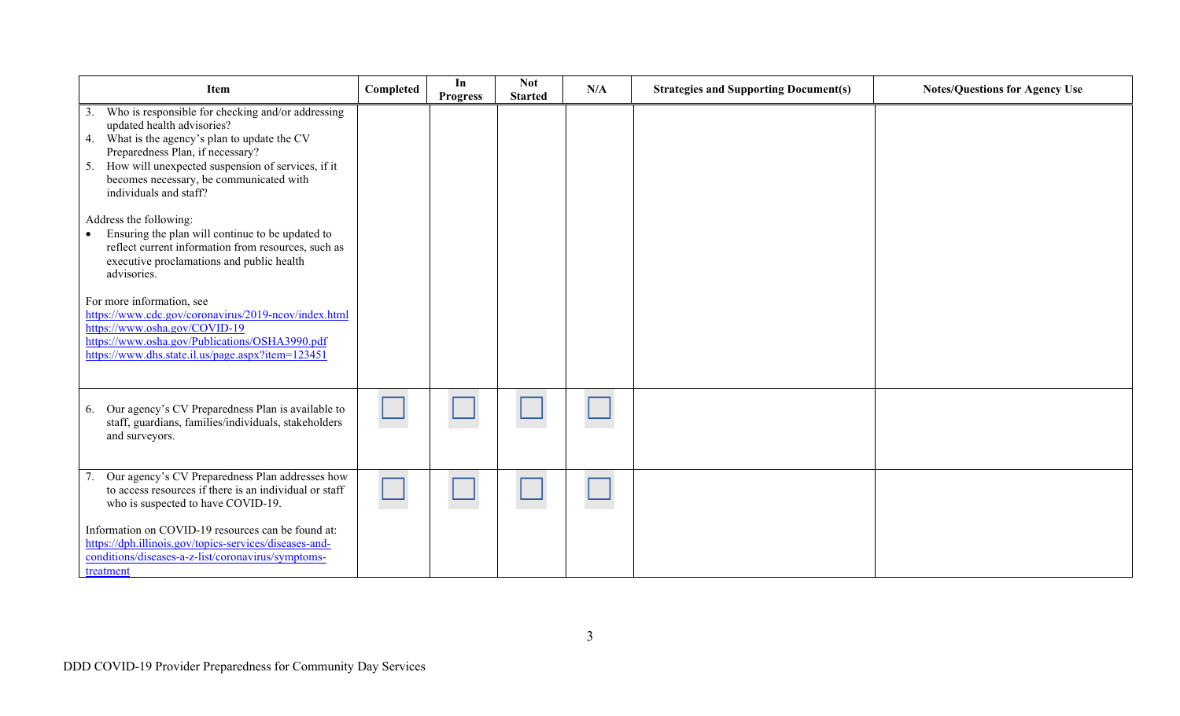| Item | Completed | In Progress | Not Started | N/A | Strategies and Supporting Document(s) | Notes/Questions for Agency Use |
|---|---|---|---|---|---|---|
| 3. Who is responsible for checking and/or addressing updated health advisories?<br>4. What is the agency's plan to update the CV Preparedness Plan, if necessary?<br>5. How will unexpected suspension of services, if it becomes necessary, be communicated with individuals and staff?<br><br>Address the following:<br>• Ensuring the plan will continue to be updated to reflect current information from resources, such as executive proclamations and public health advisories.<br><br>For more information, see<br>https://www.cdc.gov/coronavirus/2019-ncov/index.html<br>https://www.osha.gov/COVID-19<br>https://www.osha.gov/Publications/OSHA3990.pdf<br>https://www.dhs.state.il.us/page.aspx?item=123451 | | | | | | |
| 6. Our agency's CV Preparedness Plan is available to staff, guardians, families/individuals, stakeholders and surveyors. | ☐ | ☐ | ☐ | ☐ | | |
| 7. Our agency's CV Preparedness Plan addresses how to access resources if there is an individual or staff who is suspected to have COVID-19.<br><br>Information on COVID-19 resources can be found at:<br>https://dph.illinois.gov/topics-services/diseases-and-conditions/diseases-a-z-list/coronavirus/symptoms-treatment | ☐ | ☐ | ☐ | ☐ | | |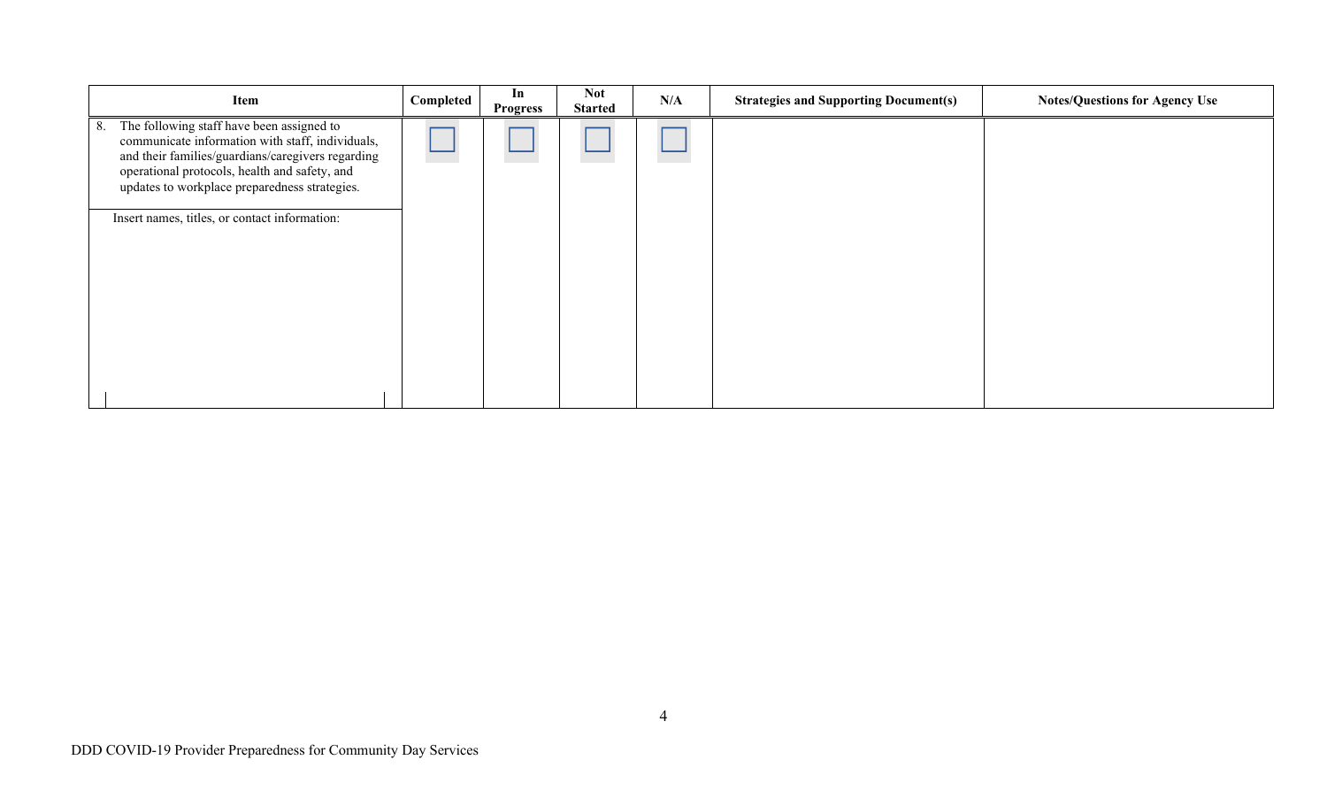| Item | Completed | In Progress | Not Started | N/A | Strategies and Supporting Document(s) | Notes/Questions for Agency Use |
|---|---|---|---|---|---|---|
| 8. The following staff have been assigned to communicate information with staff, individuals, and their families/guardians/caregivers regarding operational protocols, health and safety, and updates to workplace preparedness strategies.<br><br>Insert names, titles, or contact information: | ☐ | ☐ | ☐ | ☐ | | |

DDD COVID-19 Provider Preparedness for Community Day Services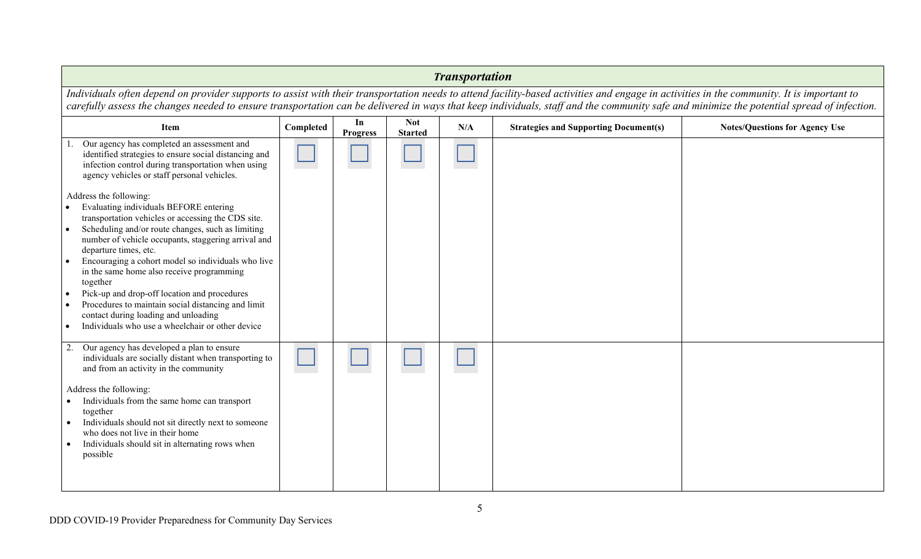## *Transportation*

*Individuals often depend on provider supports to assist with their transportation needs to attend facility-based activities and engage in activities in the community. It is important to carefully assess the changes needed to ensure transportation can be delivered in ways that keep individuals, staff and the community safe and minimize the potential spread of infection.*

| Item | Completed | In Progress | Not Started | N/A | Strategies and Supporting Document(s) | Notes/Questions for Agency Use |
|---|---|---|---|---|---|---|
| 1. Our agency has completed an assessment and identified strategies to ensure social distancing and infection control during transportation when using agency vehicles or staff personal vehicles.<br><br>Address the following:<br>• Evaluating individuals BEFORE entering transportation vehicles or accessing the CDS site.<br>• Scheduling and/or route changes, such as limiting number of vehicle occupants, staggering arrival and departure times, etc.<br>• Encouraging a cohort model so individuals who live in the same home also receive programming together<br>• Pick-up and drop-off location and procedures<br>• Procedures to maintain social distancing and limit contact during loading and unloading<br>• Individuals who use a wheelchair or other device | ☐ | ☐ | ☐ | ☐ | | |
| 2. Our agency has developed a plan to ensure individuals are socially distant when transporting to and from an activity in the community<br><br>Address the following:<br>• Individuals from the same home can transport together<br>• Individuals should not sit directly next to someone who does not live in their home<br>• Individuals should sit in alternating rows when possible | ☐ | ☐ | ☐ | ☐ | | |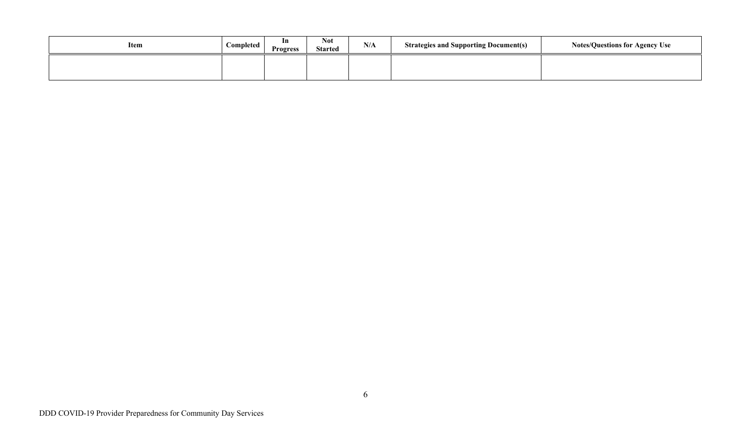| Item | Completed | In Progress | Not Started | N/A | Strategies and Supporting Document(s) | Notes/Questions for Agency Use |
|---|---|---|---|---|---|---|
| | | | | | | |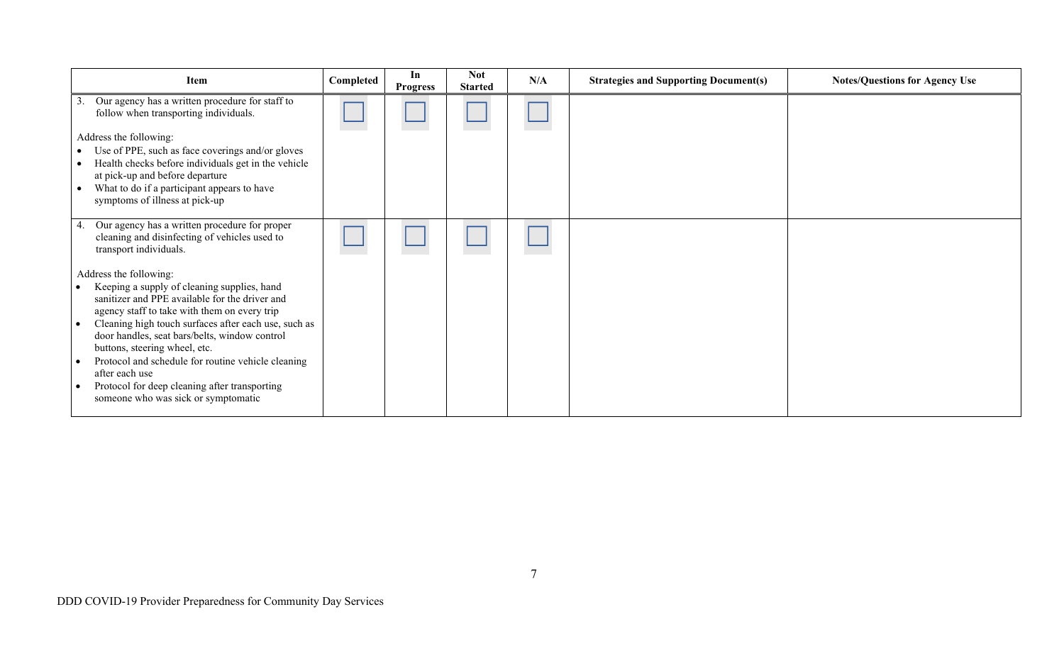| Item | Completed | In Progress | Not Started | N/A | Strategies and Supporting Document(s) | Notes/Questions for Agency Use |
|---|---|---|---|---|---|---|
| 3. Our agency has a written procedure for staff to follow when transporting individuals.<br><br>Address the following:<br>• Use of PPE, such as face coverings and/or gloves<br>• Health checks before individuals get in the vehicle at pick-up and before departure<br>• What to do if a participant appears to have symptoms of illness at pick-up | ☐ | ☐ | ☐ | ☐ | | |
| 4. Our agency has a written procedure for proper cleaning and disinfecting of vehicles used to transport individuals.<br><br>Address the following:<br>• Keeping a supply of cleaning supplies, hand sanitizer and PPE available for the driver and agency staff to take with them on every trip<br>• Cleaning high touch surfaces after each use, such as door handles, seat bars/belts, window control buttons, steering wheel, etc.<br>• Protocol and schedule for routine vehicle cleaning after each use<br>• Protocol for deep cleaning after transporting someone who was sick or symptomatic | ☐ | ☐ | ☐ | ☐ | | |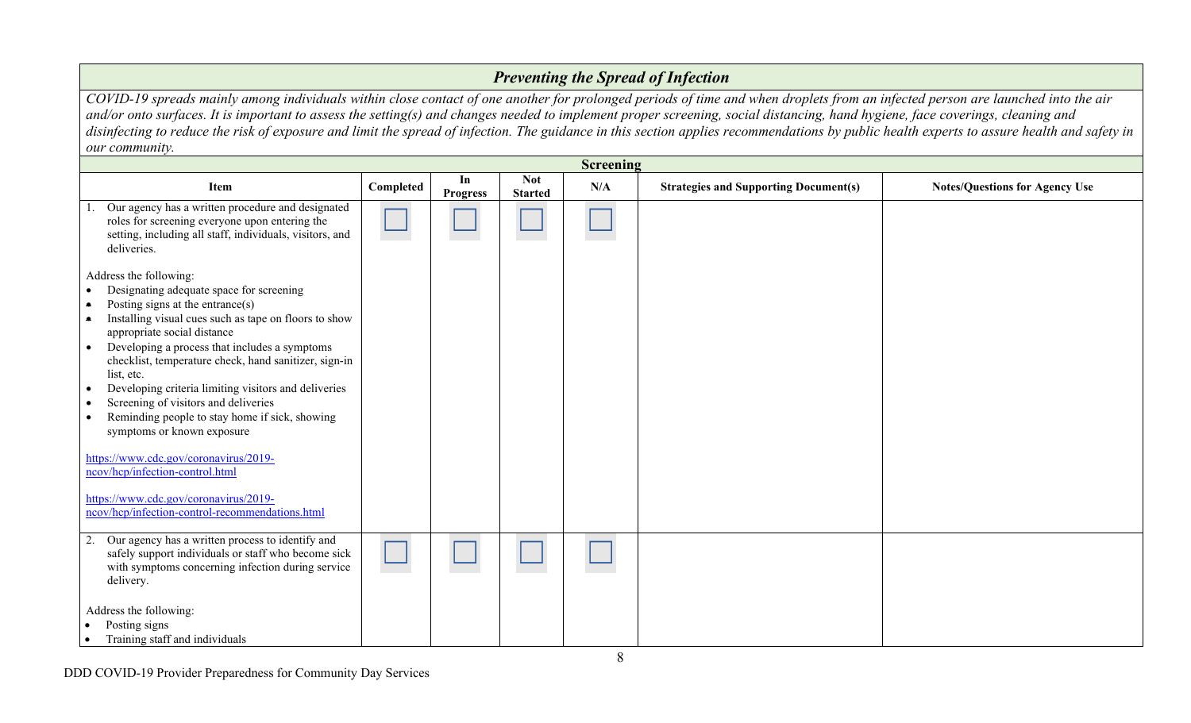## *Preventing the Spread of Infection*

*COVID-19 spreads mainly among individuals within close contact of one another for prolonged periods of time and when droplets from an infected person are launched into the air and/or onto surfaces. It is important to assess the setting(s) and changes needed to implement proper screening, social distancing, hand hygiene, face coverings, cleaning and disinfecting to reduce the risk of exposure and limit the spread of infection. The guidance in this section applies recommendations by public health experts to assure health and safety in our community.*

### Screening

| Item | Completed | In Progress | Not Started | N/A | Strategies and Supporting Document(s) | Notes/Questions for Agency Use |
|---|---|---|---|---|---|---|
| 1. Our agency has a written procedure and designated roles for screening everyone upon entering the setting, including all staff, individuals, visitors, and deliveries.<br><br>Address the following:<br>• Designating adequate space for screening<br>• Posting signs at the entrance(s)<br>• Installing visual cues such as tape on floors to show appropriate social distance<br>• Developing a process that includes a symptoms checklist, temperature check, hand sanitizer, sign-in list, etc.<br>• Developing criteria limiting visitors and deliveries<br>• Screening of visitors and deliveries<br>• Reminding people to stay home if sick, showing symptoms or known exposure<br><br>https://www.cdc.gov/coronavirus/2019-ncov/hcp/infection-control.html<br><br>https://www.cdc.gov/coronavirus/2019-ncov/hcp/infection-control-recommendations.html | ☐ | ☐ | ☐ | ☐ | | |
| 2. Our agency has a written process to identify and safely support individuals or staff who become sick with symptoms concerning infection during service delivery.<br><br>Address the following:<br>• Posting signs<br>• Training staff and individuals | ☐ | ☐ | ☐ | ☐ | | |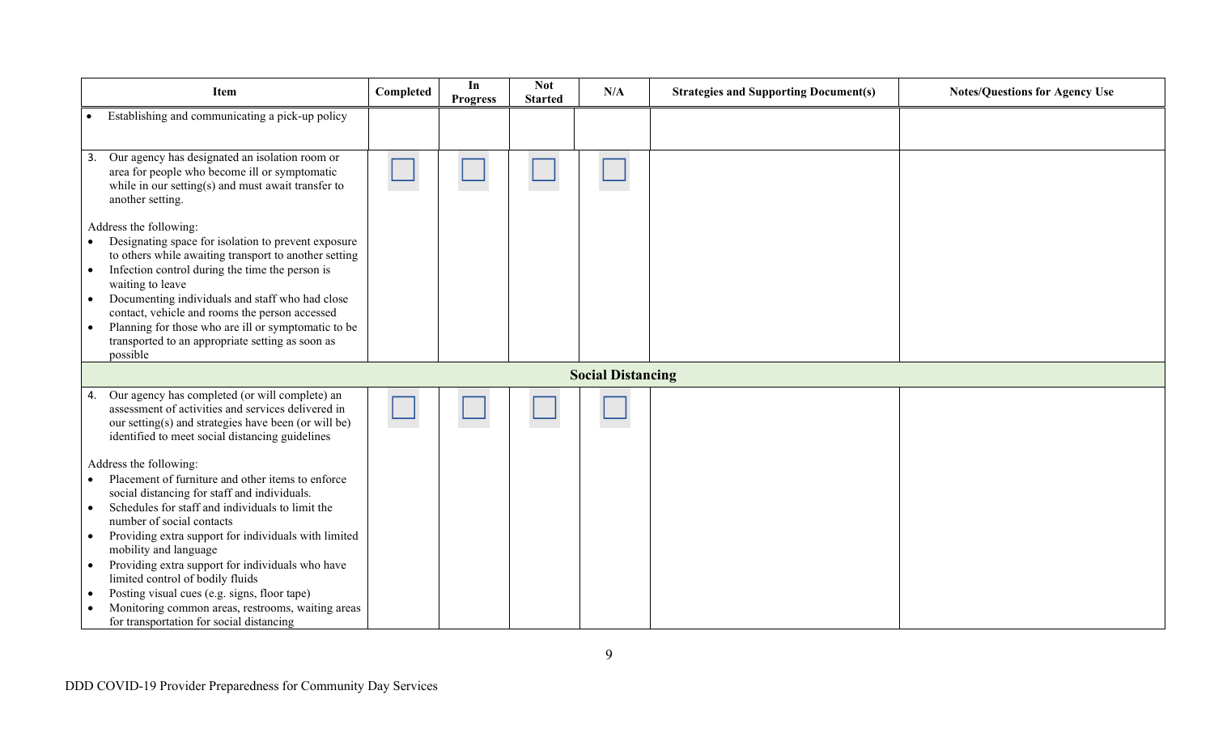| Item | Completed | In Progress | Not Started | N/A | Strategies and Supporting Document(s) | Notes/Questions for Agency Use |
| --- | --- | --- | --- | --- | --- | --- |
| • Establishing and communicating a pick-up policy | | | | | | |
| 3. Our agency has designated an isolation room or area for people who become ill or symptomatic while in our setting(s) and must await transfer to another setting.<br><br>Address the following:<br>• Designating space for isolation to prevent exposure to others while awaiting transport to another setting<br>• Infection control during the time the person is waiting to leave<br>• Documenting individuals and staff who had close contact, vehicle and rooms the person accessed<br>• Planning for those who are ill or symptomatic to be transported to an appropriate setting as soon as possible | ☐ | ☐ | ☐ | ☐ | | |
| **Social Distancing** | | | | | | |
| 4. Our agency has completed (or will complete) an assessment of activities and services delivered in our setting(s) and strategies have been (or will be) identified to meet social distancing guidelines<br><br>Address the following:<br>• Placement of furniture and other items to enforce social distancing for staff and individuals.<br>• Schedules for staff and individuals to limit the number of social contacts<br>• Providing extra support for individuals with limited mobility and language<br>• Providing extra support for individuals who have limited control of bodily fluids<br>• Posting visual cues (e.g. signs, floor tape)<br>• Monitoring common areas, restrooms, waiting areas for transportation for social distancing | ☐ | ☐ | ☐ | ☐ | | |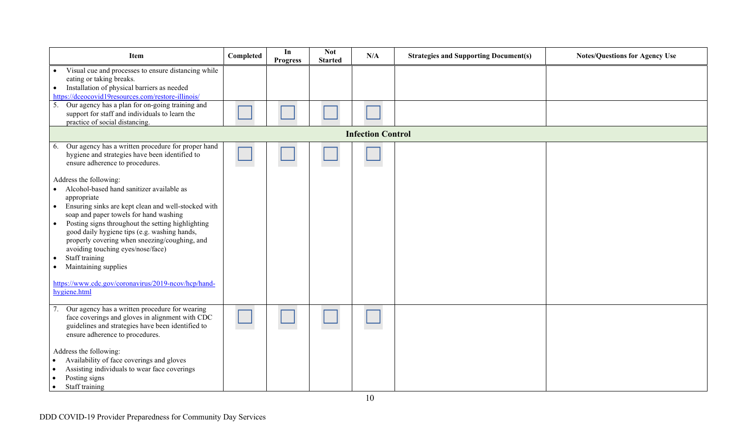| Item | Completed | In Progress | Not Started | N/A | Strategies and Supporting Document(s) | Notes/Questions for Agency Use |
|---|---|---|---|---|---|---|
| • Visual cue and processes to ensure distancing while eating or taking breaks.<br>• Installation of physical barriers as needed<br>https://dceocovid19resources.com/restore-illinois/ | | | | | | |
| 5. Our agency has a plan for on-going training and support for staff and individuals to learn the practice of social distancing. | ☐ | ☐ | ☐ | ☐ | | |
| **Infection Control** | | | | | | |
| 6. Our agency has a written procedure for proper hand hygiene and strategies have been identified to ensure adherence to procedures.<br><br>Address the following:<br>• Alcohol-based hand sanitizer available as appropriate<br>• Ensuring sinks are kept clean and well-stocked with soap and paper towels for hand washing<br>• Posting signs throughout the setting highlighting good daily hygiene tips (e.g. washing hands, properly covering when sneezing/coughing, and avoiding touching eyes/nose/face)<br>• Staff training<br>• Maintaining supplies<br><br>https://www.cdc.gov/coronavirus/2019-ncov/hcp/hand-hygiene.html | ☐ | ☐ | ☐ | ☐ | | |
| 7. Our agency has a written procedure for wearing face coverings and gloves in alignment with CDC guidelines and strategies have been identified to ensure adherence to procedures.<br><br>Address the following:<br>• Availability of face coverings and gloves<br>• Assisting individuals to wear face coverings<br>• Posting signs<br>• Staff training | ☐ | ☐ | ☐ | ☐ | | |

DDD COVID-19 Provider Preparedness for Community Day Services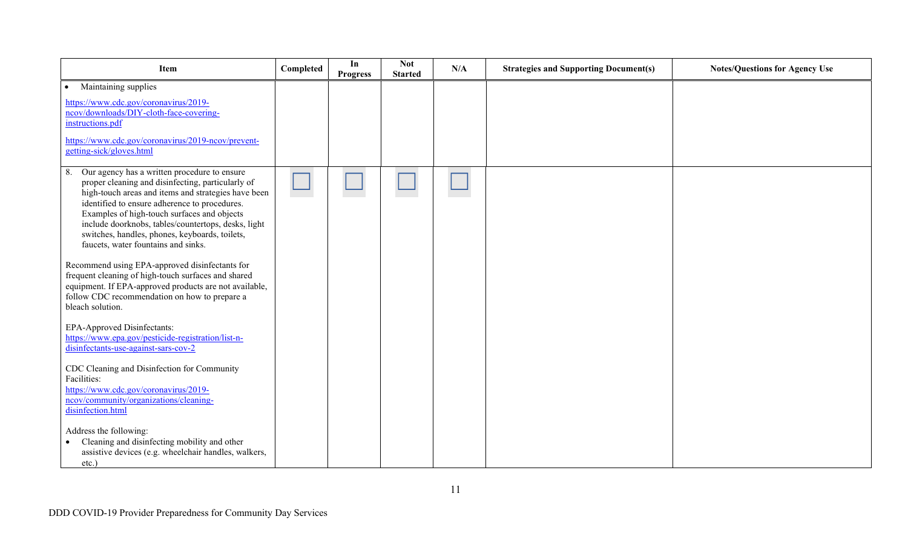| Item | Completed | In Progress | Not Started | N/A | Strategies and Supporting Document(s) | Notes/Questions for Agency Use |
| --- | --- | --- | --- | --- | --- | --- |
| • Maintaining supplies<br><br>https://www.cdc.gov/coronavirus/2019-ncov/downloads/DIY-cloth-face-covering-instructions.pdf<br><br>https://www.cdc.gov/coronavirus/2019-ncov/prevent-getting-sick/gloves.html | | | | | | |
| 8. Our agency has a written procedure to ensure proper cleaning and disinfecting, particularly of high-touch areas and items and strategies have been identified to ensure adherence to procedures. Examples of high-touch surfaces and objects include doorknobs, tables/countertops, desks, light switches, handles, phones, keyboards, toilets, faucets, water fountains and sinks.<br><br>Recommend using EPA-approved disinfectants for frequent cleaning of high-touch surfaces and shared equipment. If EPA-approved products are not available, follow CDC recommendation on how to prepare a bleach solution.<br><br>EPA-Approved Disinfectants: https://www.epa.gov/pesticide-registration/list-n-disinfectants-use-against-sars-cov-2<br><br>CDC Cleaning and Disinfection for Community Facilities: https://www.cdc.gov/coronavirus/2019-ncov/community/organizations/cleaning-disinfection.html<br><br>Address the following:<br>• Cleaning and disinfecting mobility and other assistive devices (e.g. wheelchair handles, walkers, etc.) | ☐ | ☐ | ☐ | ☐ | | |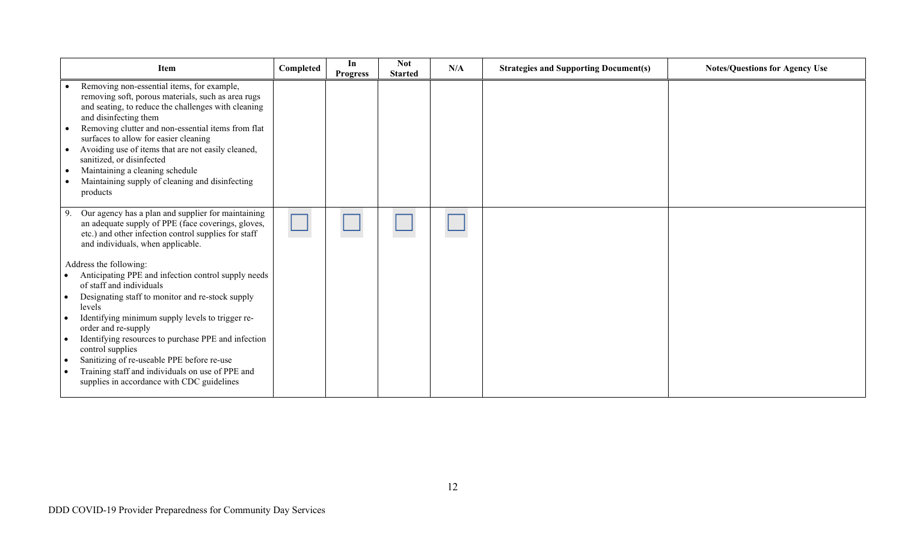| Item | Completed | In Progress | Not Started | N/A | Strategies and Supporting Document(s) | Notes/Questions for Agency Use |
|---|---|---|---|---|---|---|
| • Removing non-essential items, for example, removing soft, porous materials, such as area rugs and seating, to reduce the challenges with cleaning and disinfecting them<br>• Removing clutter and non-essential items from flat surfaces to allow for easier cleaning<br>• Avoiding use of items that are not easily cleaned, sanitized, or disinfected<br>• Maintaining a cleaning schedule<br>• Maintaining supply of cleaning and disinfecting products | | | | | | |
| 9. Our agency has a plan and supplier for maintaining an adequate supply of PPE (face coverings, gloves, etc.) and other infection control supplies for staff and individuals, when applicable.<br><br>Address the following:<br>• Anticipating PPE and infection control supply needs of staff and individuals<br>• Designating staff to monitor and re-stock supply levels<br>• Identifying minimum supply levels to trigger re-order and re-supply<br>• Identifying resources to purchase PPE and infection control supplies<br>• Sanitizing of re-useable PPE before re-use<br>• Training staff and individuals on use of PPE and supplies in accordance with CDC guidelines | ☐ | ☐ | ☐ | ☐ | | |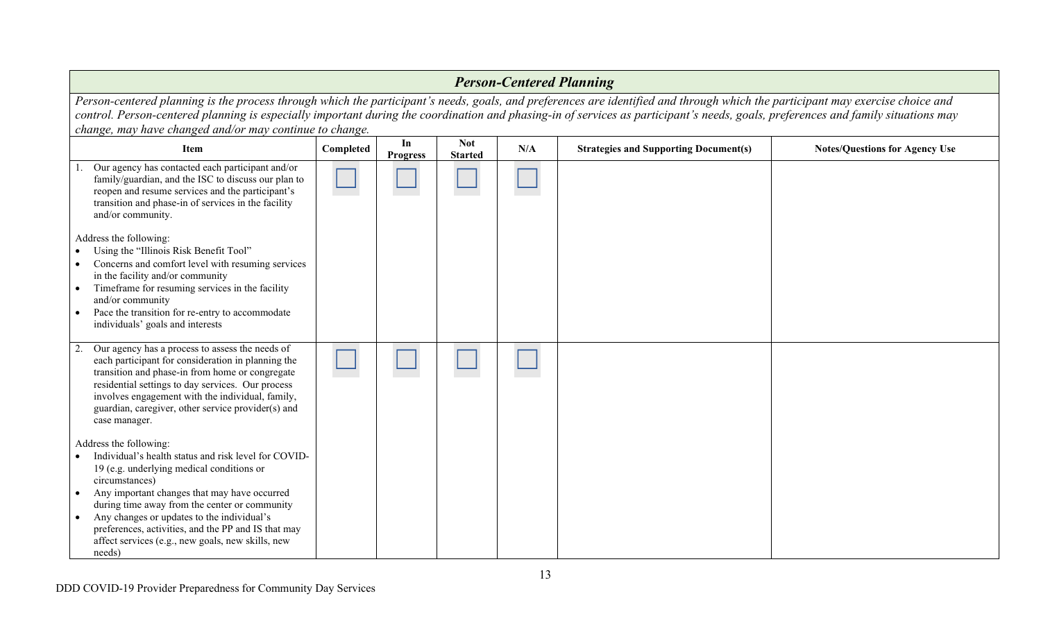## *Person-Centered Planning*

*Person-centered planning is the process through which the participant's needs, goals, and preferences are identified and through which the participant may exercise choice and control. Person-centered planning is especially important during the coordination and phasing-in of services as participant's needs, goals, preferences and family situations may change, may have changed and/or may continue to change.*

| Item | Completed | In Progress | Not Started | N/A | Strategies and Supporting Document(s) | Notes/Questions for Agency Use |
|---|---|---|---|---|---|---|
| 1. Our agency has contacted each participant and/or family/guardian, and the ISC to discuss our plan to reopen and resume services and the participant's transition and phase-in of services in the facility and/or community.<br><br>Address the following:<br>• Using the "Illinois Risk Benefit Tool"<br>• Concerns and comfort level with resuming services in the facility and/or community<br>• Timeframe for resuming services in the facility and/or community<br>• Pace the transition for re-entry to accommodate individuals' goals and interests | ☐ | ☐ | ☐ | ☐ | | |
| 2. Our agency has a process to assess the needs of each participant for consideration in planning the transition and phase-in from home or congregate residential settings to day services. Our process involves engagement with the individual, family, guardian, caregiver, other service provider(s) and case manager.<br><br>Address the following:<br>• Individual's health status and risk level for COVID-19 (e.g. underlying medical conditions or circumstances)<br>• Any important changes that may have occurred during time away from the center or community<br>• Any changes or updates to the individual's preferences, activities, and the PP and IS that may affect services (e.g., new goals, new skills, new needs) | ☐ | ☐ | ☐ | ☐ | | |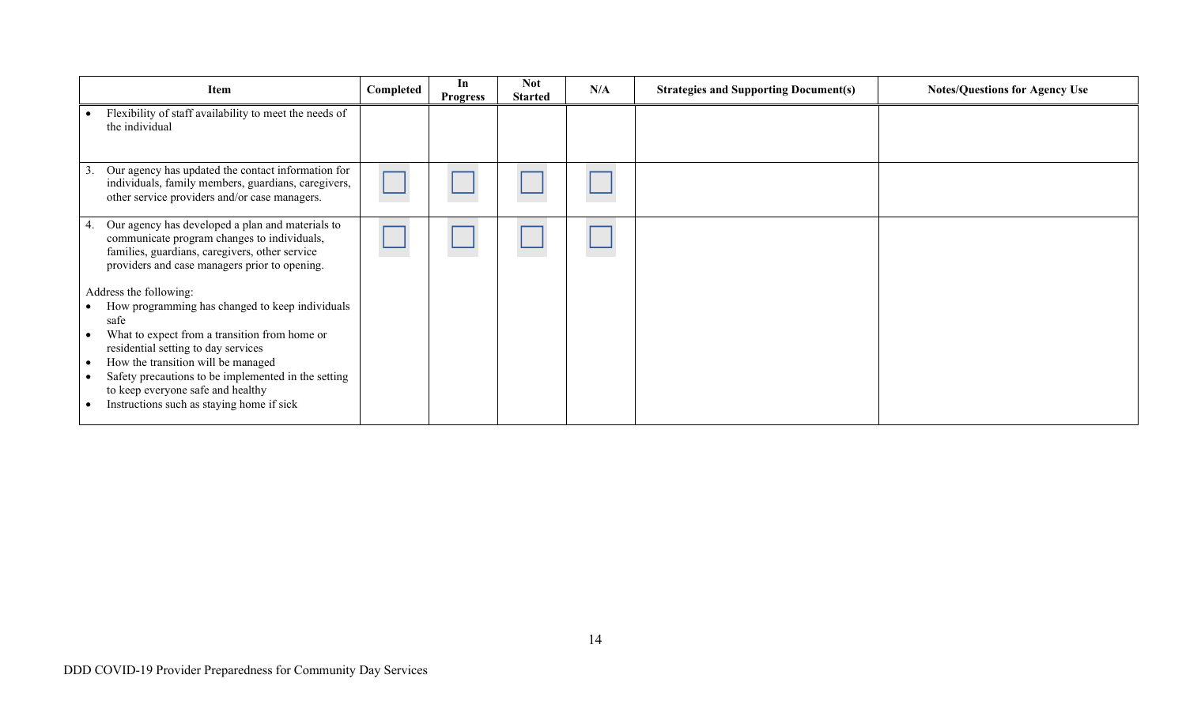| Item | Completed | In Progress | Not Started | N/A | Strategies and Supporting Document(s) | Notes/Questions for Agency Use |
|---|---|---|---|---|---|---|
| • Flexibility of staff availability to meet the needs of the individual | | | | | | |
| 3. Our agency has updated the contact information for individuals, family members, guardians, caregivers, other service providers and/or case managers. | ☐ | ☐ | ☐ | ☐ | | |
| 4. Our agency has developed a plan and materials to communicate program changes to individuals, families, guardians, caregivers, other service providers and case managers prior to opening.<br><br>Address the following:<br>• How programming has changed to keep individuals safe<br>• What to expect from a transition from home or residential setting to day services<br>• How the transition will be managed<br>• Safety precautions to be implemented in the setting to keep everyone safe and healthy<br>• Instructions such as staying home if sick | ☐ | ☐ | ☐ | ☐ | | |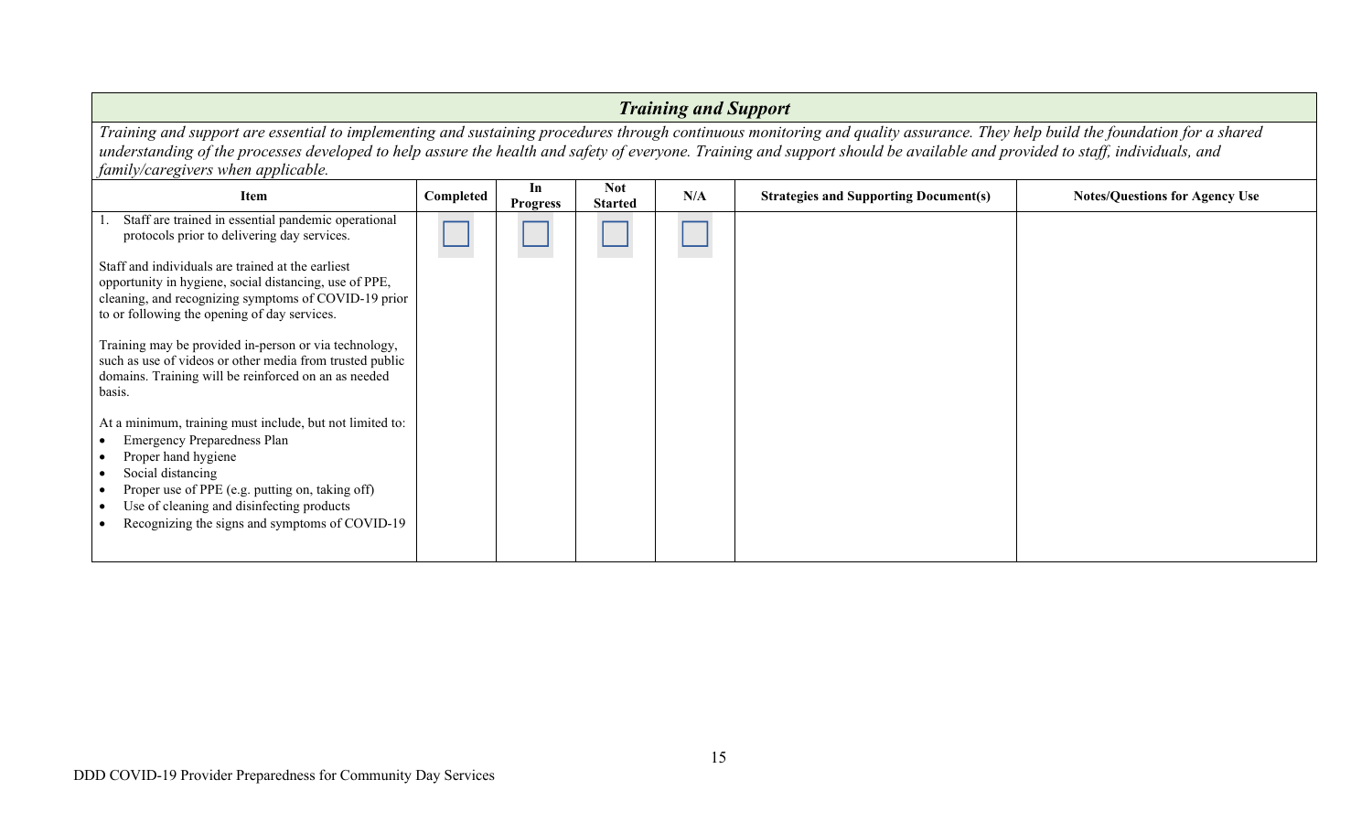## *Training and Support*

*Training and support are essential to implementing and sustaining procedures through continuous monitoring and quality assurance. They help build the foundation for a shared understanding of the processes developed to help assure the health and safety of everyone. Training and support should be available and provided to staff, individuals, and family/caregivers when applicable.*

| Item | Completed | In Progress | Not Started | N/A | Strategies and Supporting Document(s) | Notes/Questions for Agency Use |
|---|---|---|---|---|---|---|
| 1. Staff are trained in essential pandemic operational protocols prior to delivering day services.<br><br>Staff and individuals are trained at the earliest opportunity in hygiene, social distancing, use of PPE, cleaning, and recognizing symptoms of COVID-19 prior to or following the opening of day services.<br><br>Training may be provided in-person or via technology, such as use of videos or other media from trusted public domains. Training will be reinforced on an as needed basis.<br><br>At a minimum, training must include, but not limited to:<br>• Emergency Preparedness Plan<br>• Proper hand hygiene<br>• Social distancing<br>• Proper use of PPE (e.g. putting on, taking off)<br>• Use of cleaning and disinfecting products<br>• Recognizing the signs and symptoms of COVID-19 | ☐ | ☐ | ☐ | ☐ | | |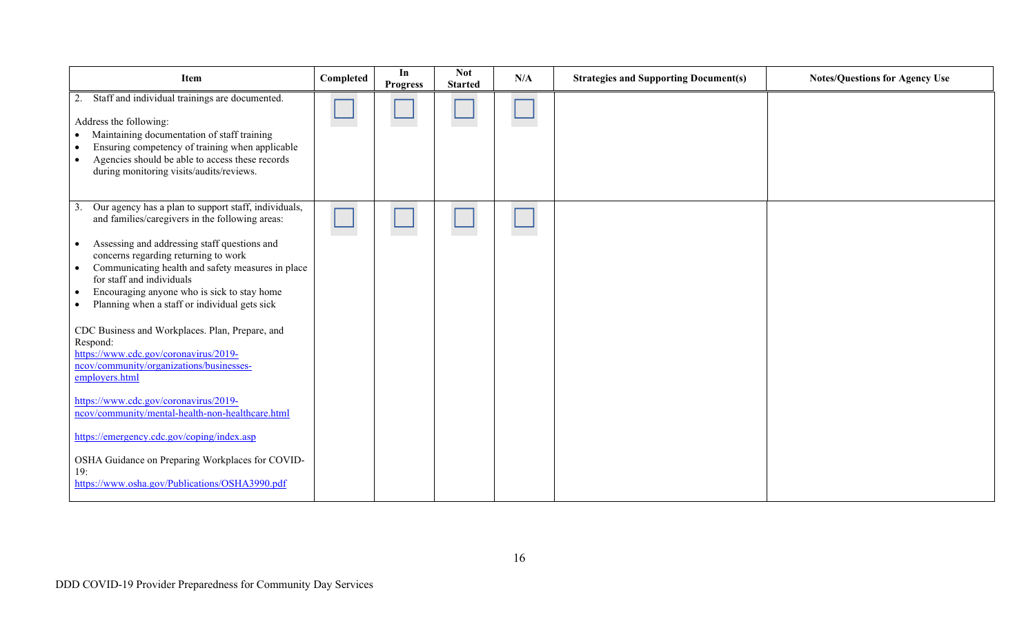| Item | Completed | In Progress | Not Started | N/A | Strategies and Supporting Document(s) | Notes/Questions for Agency Use |
|---|---|---|---|---|---|---|
| 2. Staff and individual trainings are documented.<br><br>Address the following:<br>• Maintaining documentation of staff training<br>• Ensuring competency of training when applicable<br>• Agencies should be able to access these records during monitoring visits/audits/reviews. | ☐ | ☐ | ☐ | ☐ | | |
| 3. Our agency has a plan to support staff, individuals, and families/caregivers in the following areas:<br><br>• Assessing and addressing staff questions and concerns regarding returning to work<br>• Communicating health and safety measures in place for staff and individuals<br>• Encouraging anyone who is sick to stay home<br>• Planning when a staff or individual gets sick<br><br>CDC Business and Workplaces. Plan, Prepare, and Respond: https://www.cdc.gov/coronavirus/2019-ncov/community/organizations/businesses-employers.html<br><br>https://www.cdc.gov/coronavirus/2019-ncov/community/mental-health-non-healthcare.html<br><br>https://emergency.cdc.gov/coping/index.asp<br><br>OSHA Guidance on Preparing Workplaces for COVID-19: https://www.osha.gov/Publications/OSHA3990.pdf | ☐ | ☐ | ☐ | ☐ | | |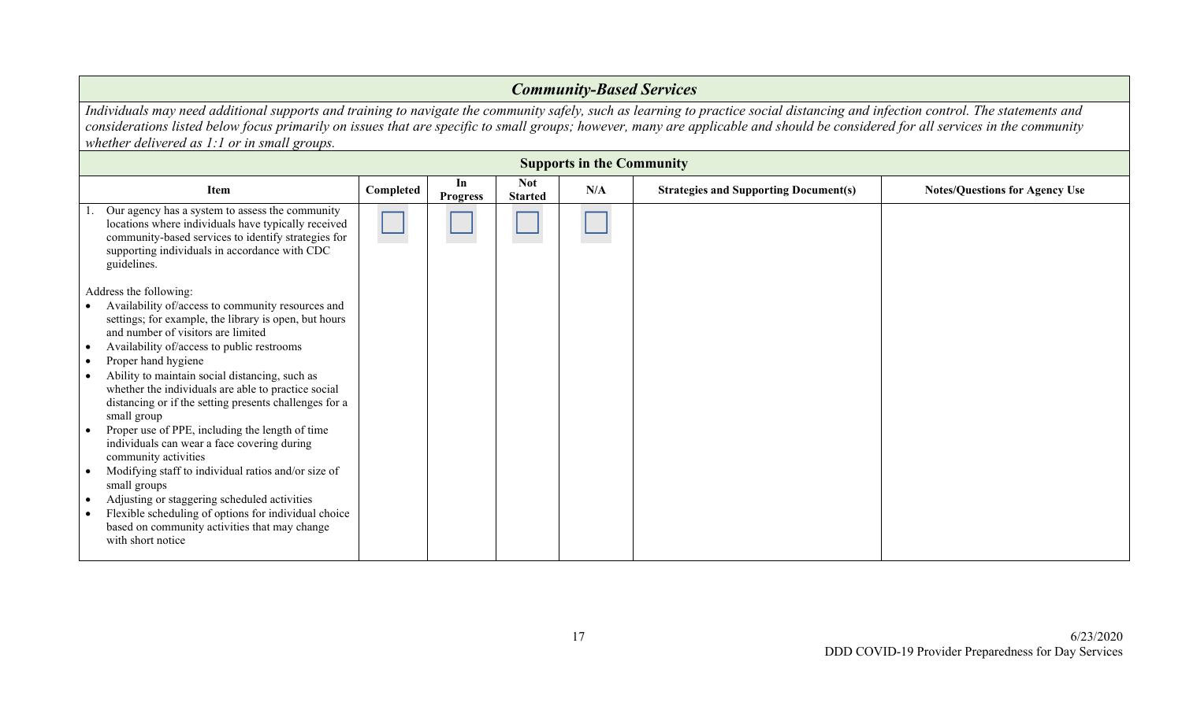## *Community-Based Services*

*Individuals may need additional supports and training to navigate the community safely, such as learning to practice social distancing and infection control. The statements and considerations listed below focus primarily on issues that are specific to small groups; however, many are applicable and should be considered for all services in the community whether delivered as 1:1 or in small groups.*

### Supports in the Community

| Item | Completed | In Progress | Not Started | N/A | Strategies and Supporting Document(s) | Notes/Questions for Agency Use |
|---|---|---|---|---|---|---|
| 1. Our agency has a system to assess the community locations where individuals have typically received community-based services to identify strategies for supporting individuals in accordance with CDC guidelines.<br><br>Address the following:<br>• Availability of/access to community resources and settings; for example, the library is open, but hours and number of visitors are limited<br>• Availability of/access to public restrooms<br>• Proper hand hygiene<br>• Ability to maintain social distancing, such as whether the individuals are able to practice social distancing or if the setting presents challenges for a small group<br>• Proper use of PPE, including the length of time individuals can wear a face covering during community activities<br>• Modifying staff to individual ratios and/or size of small groups<br>• Adjusting or staggering scheduled activities<br>• Flexible scheduling of options for individual choice based on community activities that may change with short notice | ☐ | ☐ | ☐ | ☐ | | |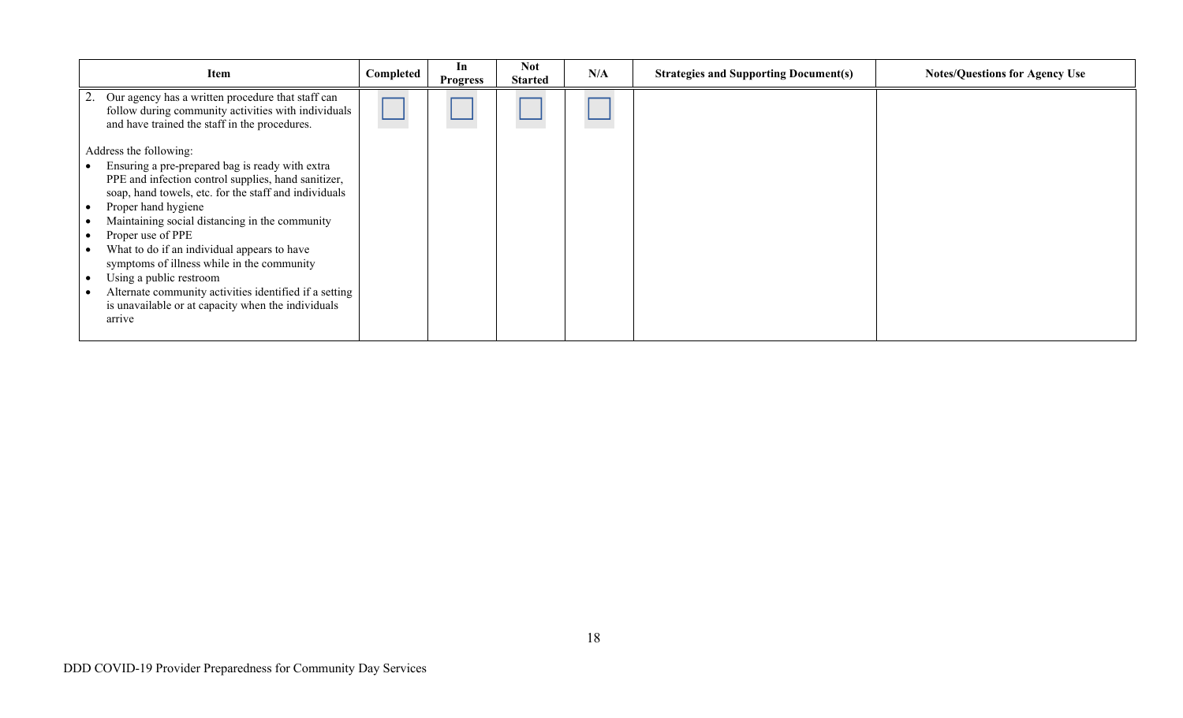| Item | Completed | In Progress | Not Started | N/A | Strategies and Supporting Document(s) | Notes/Questions for Agency Use |
|---|---|---|---|---|---|---|
| 2. Our agency has a written procedure that staff can follow during community activities with individuals and have trained the staff in the procedures.<br><br>Address the following:<br>• Ensuring a pre-prepared bag is ready with extra PPE and infection control supplies, hand sanitizer, soap, hand towels, etc. for the staff and individuals<br>• Proper hand hygiene<br>• Maintaining social distancing in the community<br>• Proper use of PPE<br>• What to do if an individual appears to have symptoms of illness while in the community<br>• Using a public restroom<br>• Alternate community activities identified if a setting is unavailable or at capacity when the individuals arrive | ☐ | ☐ | ☐ | ☐ | | |